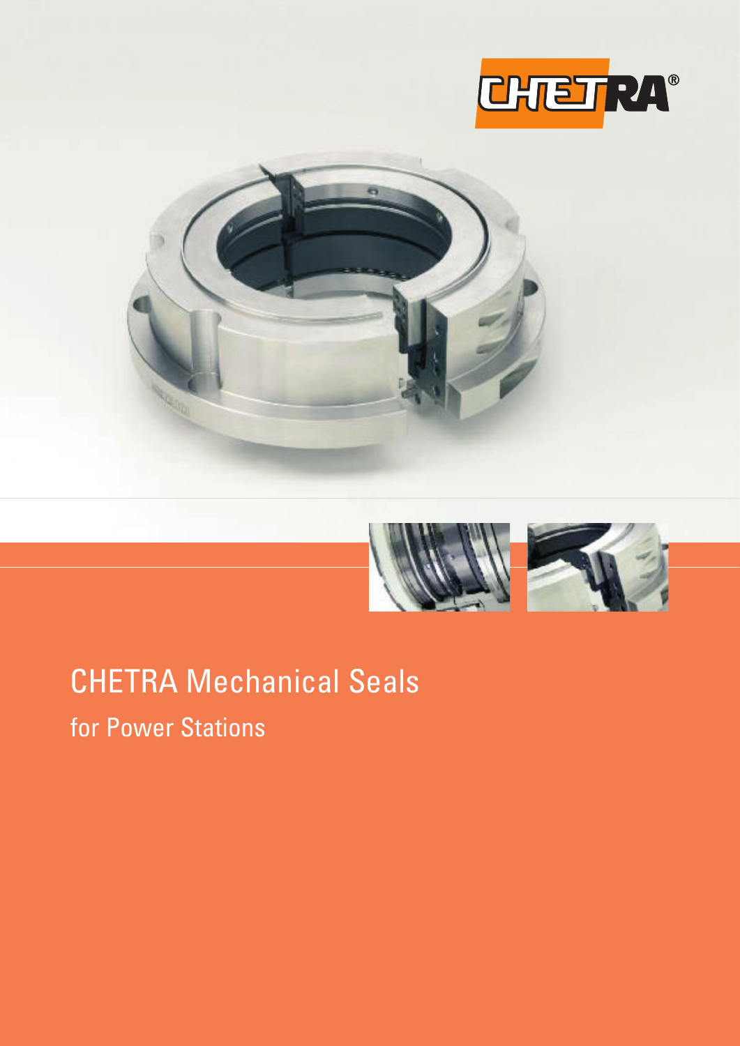# CHETRA Mechanical Seals

## for Power Stations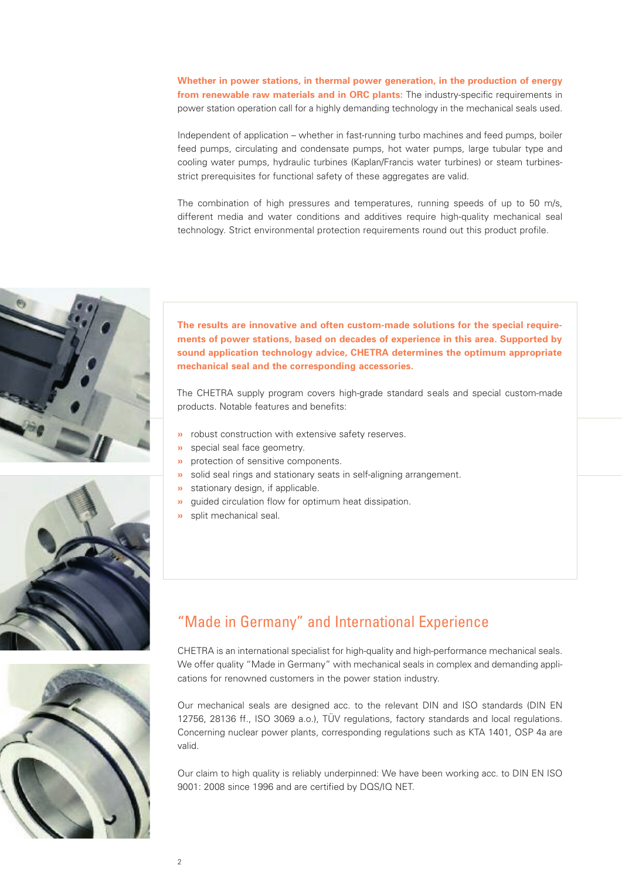**Whether in power stations, in thermal power generation, in the production of energy from renewable raw materials and in ORC plants:** The industry-specific requirements in power station operation call for a highly demanding technology in the mechanical seals used.

Independent of application – whether in fast-running turbo machines and feed pumps, boiler feed pumps, circulating and condensate pumps, hot water pumps, large tubular type and cooling water pumps, hydraulic turbines (Kaplan/Francis water turbines) or steam turbines- strict prerequisites for functional safety of these aggregates are valid.

The combination of high pressures and temperatures, running speeds of up to 50 m/s, different media and water conditions and additives require high-quality mechanical seal technology. Strict environmental protection requirements round out this product profile.

**The results are innovative and often custom-made solutions for the special requirements of power stations, based on decades of experience in this area. Supported by sound application technology advice, CHETRA determines the optimum appropriate mechanical seal and the corresponding accessories.**

The CHETRA supply program covers high-grade standard seals and special custom-made products. Notable features and benefits:

- robust construction with extensive safety reserves.
- special seal face geometry.
- protection of sensitive components.
- solid seal rings and stationary seats in self-aligning arrangement.
- stationary design, if applicable.
- guided circulation flow for optimum heat dissipation.
- split mechanical seal.

## "Made in Germany" and International Experience

CHETRA is an international specialist for high-quality and high-performance mechanical seals. We offer quality "Made in Germany" with mechanical seals in complex and demanding applications for renowned customers in the power station industry.

Our mechanical seals are designed acc. to the relevant DIN and ISO standards (DIN EN 12756, 28136 ff., ISO 3069 a.o.), TÜV regulations, factory standards and local regulations. Concerning nuclear power plants, corresponding regulations such as KTA 1401, OSP 4a are valid.

Our claim to high quality is reliably underpinned: We have been working acc. to DIN EN ISO 9001: 2008 since 1996 and are certified by DQS/IQ NET.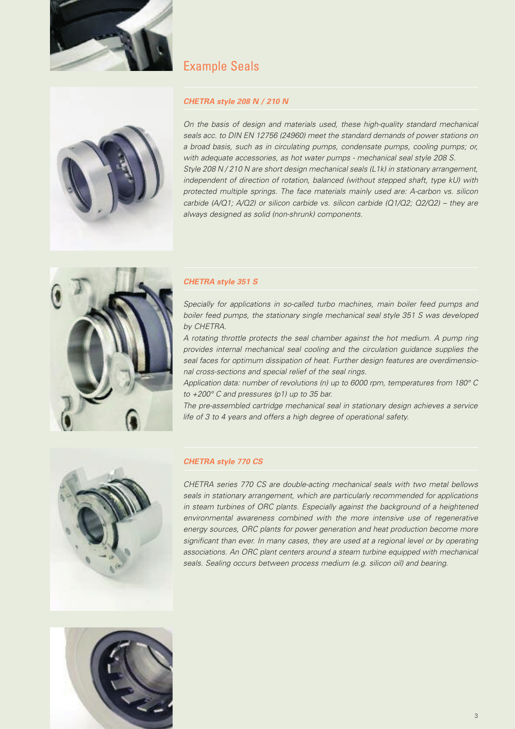## Example Seals

### *CHETRA style 208 N / 210 N*

*On the basis of design and materials used, these high-quality standard mechanical seals acc. to DIN EN 12756 (24960) meet the standard demands of power stations on a broad basis, such as in circulating pumps, condensate pumps, cooling pumps; or, with adequate accessories, as hot water pumps - mechanical seal style 208 S.*
*Style 208 N / 210 N are short design mechanical seals (L1k) in stationary arrangement, independent of direction of rotation, balanced (without stepped shaft, type kU) with protected multiple springs. The face materials mainly used are: A-carbon vs. silicon carbide (A/Q1; A/Q2) or silicon carbide vs. silicon carbide (Q1/Q2; Q2/Q2) – they are always designed as solid (non-shrunk) components.*

### *CHETRA style 351 S*

*Specially for applications in so-called turbo machines, main boiler feed pumps and boiler feed pumps, the stationary single mechanical seal style 351 S was developed by CHETRA.*
*A rotating throttle protects the seal chamber against the hot medium. A pump ring provides internal mechanical seal cooling and the circulation guidance supplies the seal faces for optimum dissipation of heat. Further design features are overdimensional cross-sections and special relief of the seal rings.*
*Application data: number of revolutions (n) up to 6000 rpm, temperatures from 180° C to +200° C and pressures (p1) up to 35 bar.*
*The pre-assembled cartridge mechanical seal in stationary design achieves a service life of 3 to 4 years and offers a high degree of operational safety.*

### *CHETRA style 770 CS*

*CHETRA series 770 CS are double-acting mechanical seals with two metal bellows seals in stationary arrangement, which are particularly recommended for applications in steam turbines of ORC plants. Especially against the background of a heightened environmental awareness combined with the more intensive use of regenerative energy sources, ORC plants for power generation and heat production become more significant than ever. In many cases, they are used at a regional level or by operating associations. An ORC plant centers around a steam turbine equipped with mechanical seals. Sealing occurs between process medium (e.g. silicon oil) and bearing.*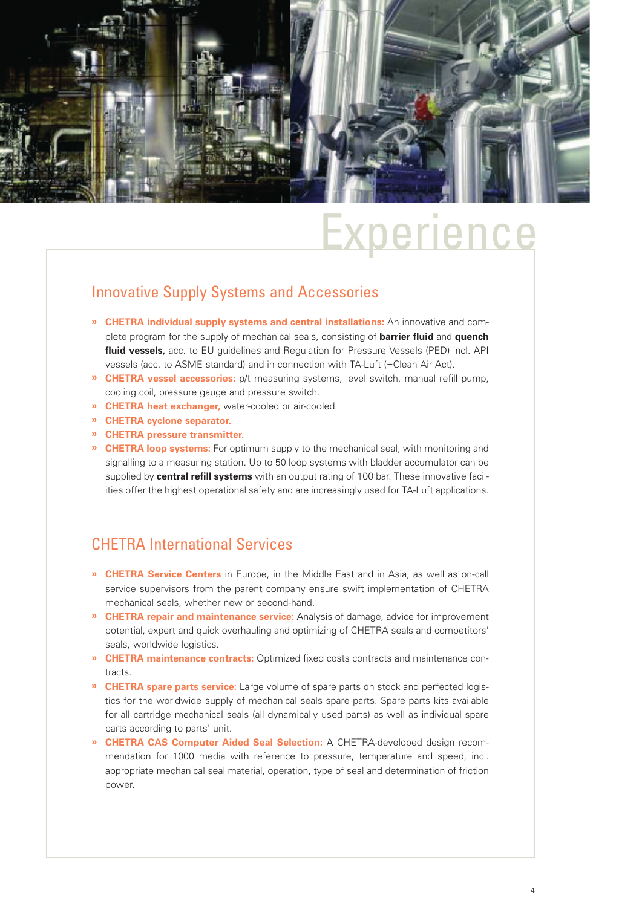# Experience

## Innovative Supply Systems and Accessories

- **CHETRA individual supply systems and central installations:** An innovative and complete program for the supply of mechanical seals, consisting of **barrier fluid** and **quench fluid vessels,** acc. to EU guidelines and Regulation for Pressure Vessels (PED) incl. API vessels (acc. to ASME standard) and in connection with TA-Luft (=Clean Air Act).
- **CHETRA vessel accessories:** p/t measuring systems, level switch, manual refill pump, cooling coil, pressure gauge and pressure switch.
- **CHETRA heat exchanger,** water-cooled or air-cooled.
- **CHETRA cyclone separator.**
- **CHETRA pressure transmitter.**
- **CHETRA loop systems:** For optimum supply to the mechanical seal, with monitoring and signalling to a measuring station. Up to 50 loop systems with bladder accumulator can be supplied by **central refill systems** with an output rating of 100 bar. These innovative facilities offer the highest operational safety and are increasingly used for TA-Luft applications.

## CHETRA International Services

- **CHETRA Service Centers** in Europe, in the Middle East and in Asia, as well as on-call service supervisors from the parent company ensure swift implementation of CHETRA mechanical seals, whether new or second-hand.
- **CHETRA repair and maintenance service:** Analysis of damage, advice for improvement potential, expert and quick overhauling and optimizing of CHETRA seals and competitors' seals, worldwide logistics.
- **CHETRA maintenance contracts:** Optimized fixed costs contracts and maintenance contracts.
- **CHETRA spare parts service:** Large volume of spare parts on stock and perfected logistics for the worldwide supply of mechanical seals spare parts. Spare parts kits available for all cartridge mechanical seals (all dynamically used parts) as well as individual spare parts according to parts' unit.
- **CHETRA CAS Computer Aided Seal Selection:** A CHETRA-developed design recommendation for 1000 media with reference to pressure, temperature and speed, incl. appropriate mechanical seal material, operation, type of seal and determination of friction power.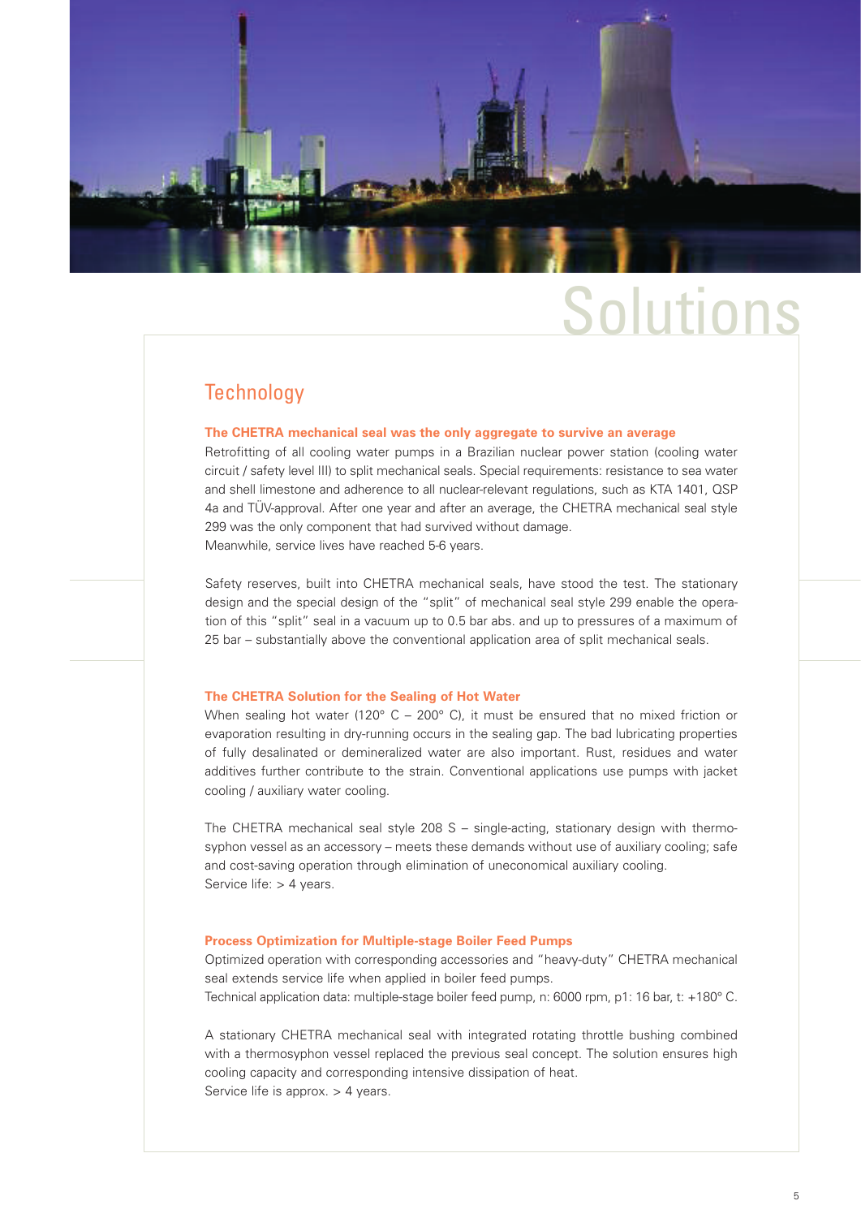# Solutions

## Technology

**The CHETRA mechanical seal was the only aggregate to survive an average**

Retrofitting of all cooling water pumps in a Brazilian nuclear power station (cooling water circuit / safety level III) to split mechanical seals. Special requirements: resistance to sea water and shell limestone and adherence to all nuclear-relevant regulations, such as KTA 1401, QSP 4a and TÜV-approval. After one year and after an average, the CHETRA mechanical seal style 299 was the only component that had survived without damage.
Meanwhile, service lives have reached 5-6 years.

Safety reserves, built into CHETRA mechanical seals, have stood the test. The stationary design and the special design of the "split" of mechanical seal style 299 enable the operation of this "split" seal in a vacuum up to 0.5 bar abs. and up to pressures of a maximum of 25 bar – substantially above the conventional application area of split mechanical seals.

**The CHETRA Solution for the Sealing of Hot Water**

When sealing hot water (120° C – 200° C), it must be ensured that no mixed friction or evaporation resulting in dry-running occurs in the sealing gap. The bad lubricating properties of fully desalinated or demineralized water are also important. Rust, residues and water additives further contribute to the strain. Conventional applications use pumps with jacket cooling / auxiliary water cooling.

The CHETRA mechanical seal style 208 S – single-acting, stationary design with thermosyphon vessel as an accessory – meets these demands without use of auxiliary cooling; safe and cost-saving operation through elimination of uneconomical auxiliary cooling.
Service life: > 4 years.

**Process Optimization for Multiple-stage Boiler Feed Pumps**

Optimized operation with corresponding accessories and "heavy-duty" CHETRA mechanical seal extends service life when applied in boiler feed pumps.
Technical application data: multiple-stage boiler feed pump, n: 6000 rpm, p1: 16 bar, t: +180° C.

A stationary CHETRA mechanical seal with integrated rotating throttle bushing combined with a thermosyphon vessel replaced the previous seal concept. The solution ensures high cooling capacity and corresponding intensive dissipation of heat.
Service life is approx. > 4 years.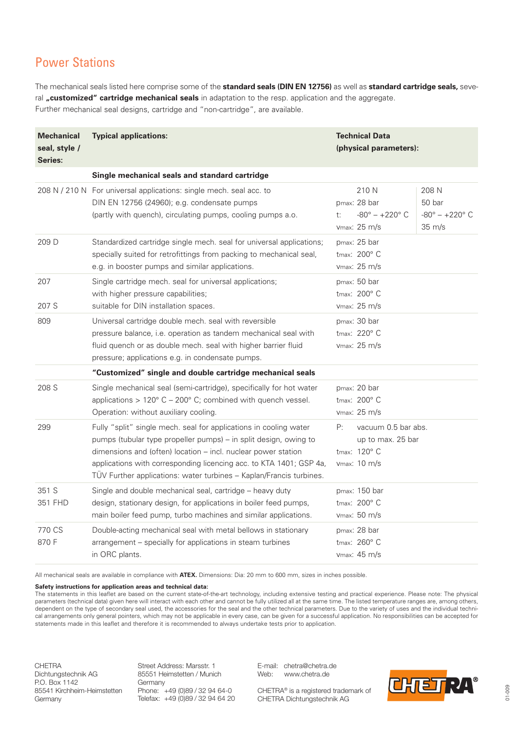## Power Stations

The mechanical seals listed here comprise some of the **standard seals (DIN EN 12756)** as well as **standard cartridge seals,** several **„customized" cartridge mechanical seals** in adaptation to the resp. application and the aggregate.
Further mechanical seal designs, cartridge and "non-cartridge", are available.

| **Mechanical seal, style / Series:** | **Typical applications:** | **Technical Data (physical parameters):** | |
|---|---|---|---|
| | **Single mechanical seals and standard cartridge** | | |
| 208 N / 210 N | For universal applications: single mech. seal acc. to DIN EN 12756 (24960); e.g. condensate pumps (partly with quench), circulating pumps, cooling pumps a.o. | 210 N<br>$p_{max}$: 28 bar<br>t: -80° – +220° C<br>$v_{max}$: 25 m/s | 208 N<br>50 bar<br>-80° – +220° C<br>35 m/s |
| 209 D | Standardized cartridge single mech. seal for universal applications; specially suited for retrofittings from packing to mechanical seal, e.g. in booster pumps and similar applications. | $p_{max}$: 25 bar<br>$t_{max}$: 200° C<br>$v_{max}$: 25 m/s | |
| 207<br>207 S | Single cartridge mech. seal for universal applications; with higher pressure capabilities; suitable for DIN installation spaces. | $p_{max}$: 50 bar<br>$t_{max}$: 200° C<br>$v_{max}$: 25 m/s | |
| 809 | Universal cartridge double mech. seal with reversible pressure balance, i.e. operation as tandem mechanical seal with fluid quench or as double mech. seal with higher barrier fluid pressure; applications e.g. in condensate pumps. | $p_{max}$: 30 bar<br>$t_{max}$: 220° C<br>$v_{max}$: 25 m/s | |
| | **"Customized" single and double cartridge mechanical seals** | | |
| 208 S | Single mechanical seal (semi-cartridge), specifically for hot water applications > 120° C – 200° C; combined with quench vessel. Operation: without auxiliary cooling. | $p_{max}$: 20 bar<br>$t_{max}$: 200° C<br>$v_{max}$: 25 m/s | |
| 299 | Fully "split" single mech. seal for applications in cooling water pumps (tubular type propeller pumps) – in split design, owing to dimensions and (often) location – incl. nuclear power station applications with corresponding licencing acc. to KTA 1401; GSP 4a, TÜV Further applications: water turbines – Kaplan/Francis turbines. | P: vacuum 0.5 bar abs. up to max. 25 bar<br>$t_{max}$: 120° C<br>$v_{max}$: 10 m/s | |
| 351 S<br>351 FHD | Single and double mechanical seal, cartridge – heavy duty design, stationary design, for applications in boiler feed pumps, main boiler feed pump, turbo machines and similar applications. | $p_{max}$: 150 bar<br>$t_{max}$: 200° C<br>$v_{max}$: 50 m/s | |
| 770 CS<br>870 F | Double-acting mechanical seal with metal bellows in stationary arrangement – specially for applications in steam turbines in ORC plants. | $p_{max}$: 28 bar<br>$t_{max}$: 260° C<br>$v_{max}$: 45 m/s | |

All mechanical seals are available in compliance with **ATEX.** Dimensions: Dia: 20 mm to 600 mm, sizes in inches possible.

**Safety instructions for application areas and technical data:**
The statements in this leaflet are based on the current state-of-the-art technology, including extensive testing and practical experience. Please note: The physical parameters (technical data) given here will interact with each other and cannot be fully utilized all at the same time. The listed temperature ranges are, among others, dependent on the type of secondary seal used, the accessories for the seal and the other technical parameters. Due to the variety of uses and the individual technical arrangements only general pointers, which may not be applicable in every case, can be given for a successful application. No responsibilities can be accepted for statements made in this leaflet and therefore it is recommended to always undertake tests prior to application.

CHETRA
Dichtungstechnik AG
P.O. Box 1142
85541 Kirchheim-Heimstetten
Germany

Street Address: Marsstr. 1
85551 Heimstetten / Munich
Germany
Phone: +49 (0)89 / 32 94 64-0
Telefax: +49 (0)89 / 32 94 64 20

E-mail: chetra@chetra.de
Web: www.chetra.de

CHETRA® is a registered trademark of CHETRA Dichtungstechnik AG

CHETRA®

01-009